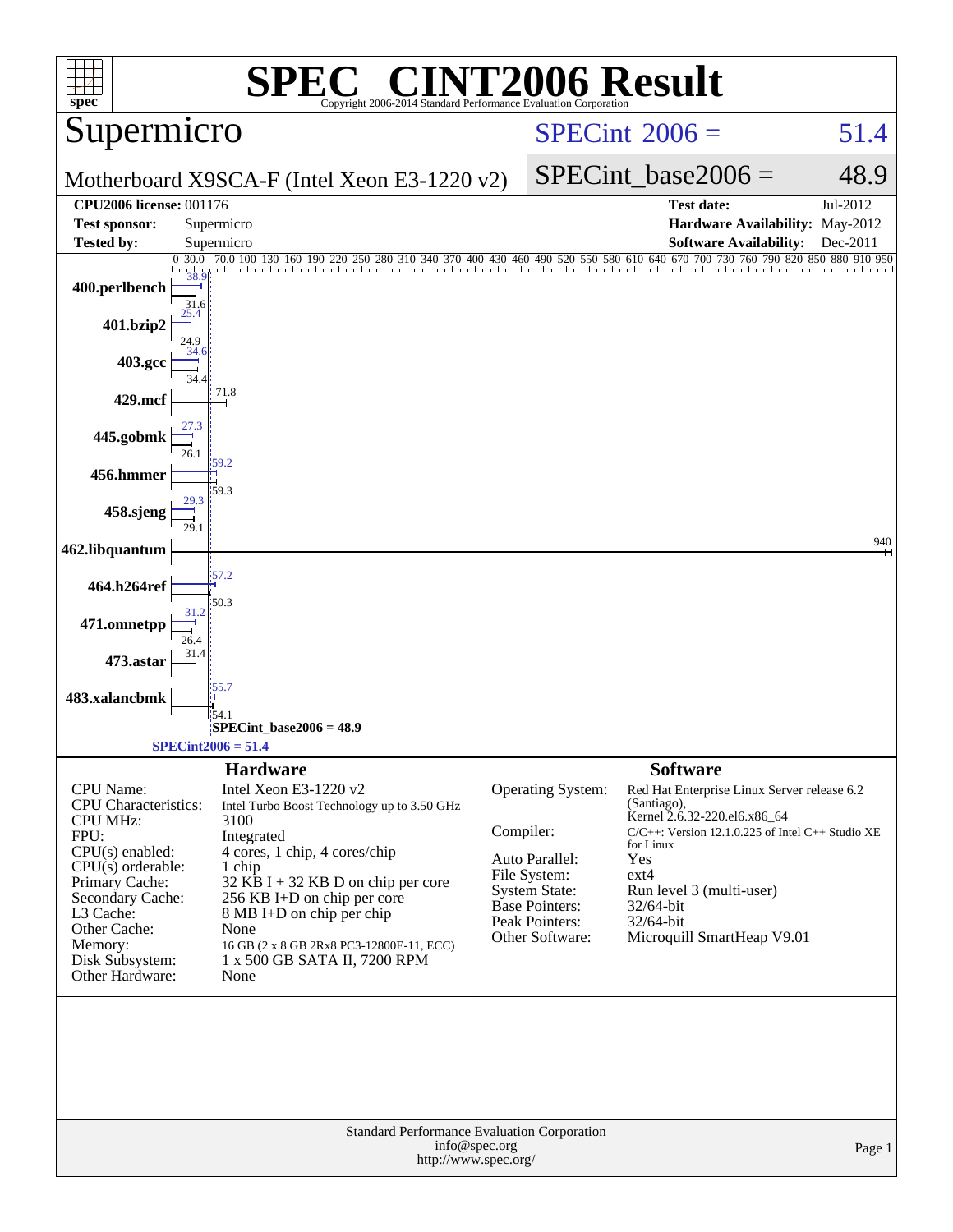# SPEC® CINT2006 Result

Copyright 2006-2014 Standard Performance Evaluation Corporation

## Supermicro

Motherboard X9SCA-F (Intel Xeon E3-1220 v2)

SPECint 2006 = 51.4

SPECint_base2006 = 48.9

| | | | |
|---|---|---|---|
| **CPU2006 license:** 001176 | | **Test date:** | Jul-2012 |
| **Test sponsor:** | Supermicro | **Hardware Availability:** | May-2012 |
| **Tested by:** | Supermicro | **Software Availability:** | Dec-2011 |

| Benchmark | Peak | Base |
|---|---|---|
| 400.perlbench | 38.9 | 31.6 |
| 401.bzip2 | 25.4 | 24.9 |
| 403.gcc | 34.6 | 34.4 |
| 429.mcf | | 71.8 |
| 445.gobmk | 27.3 | 26.1 |
| 456.hmmer | 59.2 | 59.3 |
| 458.sjeng | 29.3 | 29.1 |
| 462.libquantum | | 940 |
| 464.h264ref | 57.2 | 50.3 |
| 471.omnetpp | 31.2 | 26.4 |
| 473.astar | | 31.4 |
| 483.xalancbmk | 55.7 | 54.1 |

SPECint_base2006 = 48.9

SPECint2006 = 51.4

### Hardware

| | |
|---|---|
| CPU Name: | Intel Xeon E3-1220 v2 |
| CPU Characteristics: | Intel Turbo Boost Technology up to 3.50 GHz |
| CPU MHz: | 3100 |
| FPU: | Integrated |
| CPU(s) enabled: | 4 cores, 1 chip, 4 cores/chip |
| CPU(s) orderable: | 1 chip |
| Primary Cache: | 32 KB I + 32 KB D on chip per core |
| Secondary Cache: | 256 KB I+D on chip per core |
| L3 Cache: | 8 MB I+D on chip per chip |
| Other Cache: | None |
| Memory: | 16 GB (2 x 8 GB 2Rx8 PC3-12800E-11, ECC) |
| Disk Subsystem: | 1 x 500 GB SATA II, 7200 RPM |
| Other Hardware: | None |

### Software

| | |
|---|---|
| Operating System: | Red Hat Enterprise Linux Server release 6.2 (Santiago), Kernel 2.6.32-220.el6.x86_64 |
| Compiler: | C/C++: Version 12.1.0.225 of Intel C++ Studio XE for Linux |
| Auto Parallel: | Yes |
| File System: | ext4 |
| System State: | Run level 3 (multi-user) |
| Base Pointers: | 32/64-bit |
| Peak Pointers: | 32/64-bit |
| Other Software: | Microquill SmartHeap V9.01 |

Standard Performance Evaluation Corporation
info@spec.org
http://www.spec.org/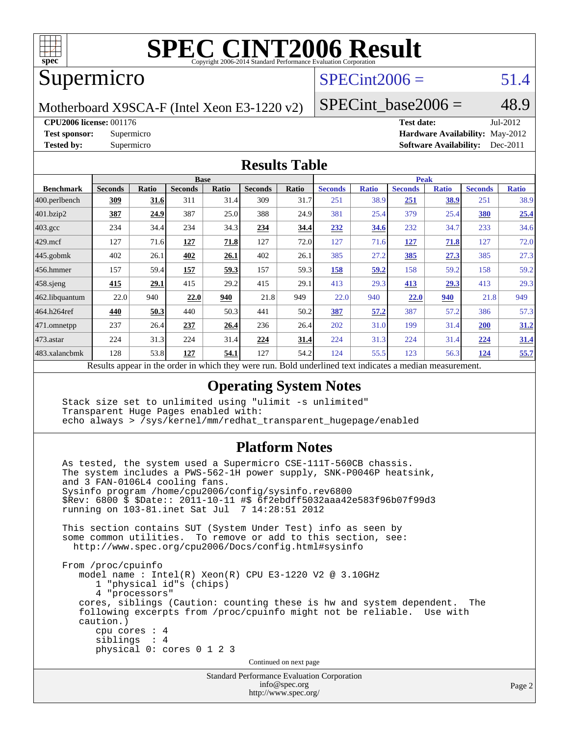# SPEC CINT2006 Result

Copyright 2006-2014 Standard Performance Evaluation Corporation

## Supermicro

Motherboard X9SCA-F (Intel Xeon E3-1220 v2)

SPECint2006 = 51.4

SPECint_base2006 = 48.9

**CPU2006 license:** 001176 **Test date:** Jul-2012

**Test sponsor:** Supermicro **Hardware Availability:** May-2012

**Tested by:** Supermicro **Software Availability:** Dec-2011

## Results Table

| Benchmark | Base | | | | | | Peak | | | | | |
|---|---|---|---|---|---|---|---|---|---|---|---|---|
| | Seconds | Ratio | Seconds | Ratio | Seconds | Ratio | Seconds | Ratio | Seconds | Ratio | Seconds | Ratio |
| 400.perlbench | **309** | **31.6** | 311 | 31.4 | 309 | 31.7 | 251 | 38.9 | **251** | **38.9** | 251 | 38.9 |
| 401.bzip2 | **387** | **24.9** | 387 | 25.0 | 388 | 24.9 | 381 | 25.4 | 379 | 25.4 | **380** | **25.4** |
| 403.gcc | 234 | 34.4 | 234 | 34.3 | **234** | **34.4** | **232** | **34.6** | 232 | 34.7 | 233 | 34.6 |
| 429.mcf | 127 | 71.6 | **127** | **71.8** | 127 | 72.0 | 127 | 71.6 | **127** | **71.8** | 127 | 72.0 |
| 445.gobmk | 402 | 26.1 | **402** | **26.1** | 402 | 26.1 | 385 | 27.2 | **385** | **27.3** | 385 | 27.3 |
| 456.hmmer | 157 | 59.4 | **157** | **59.3** | 157 | 59.3 | **158** | **59.2** | 158 | 59.2 | 158 | 59.2 |
| 458.sjeng | **415** | **29.1** | 415 | 29.2 | 415 | 29.1 | 413 | 29.3 | **413** | **29.3** | 413 | 29.3 |
| 462.libquantum | 22.0 | 940 | **22.0** | **940** | 21.8 | 949 | 22.0 | 940 | **22.0** | **940** | 21.8 | 949 |
| 464.h264ref | **440** | **50.3** | 440 | 50.3 | 441 | 50.2 | **387** | **57.2** | 387 | 57.2 | 386 | 57.3 |
| 471.omnetpp | 237 | 26.4 | **237** | **26.4** | 236 | 26.4 | 202 | 31.0 | 199 | 31.4 | **200** | **31.2** |
| 473.astar | 224 | 31.3 | 224 | 31.4 | **224** | **31.4** | 224 | 31.3 | 224 | 31.4 | **224** | **31.4** |
| 483.xalancbmk | 128 | 53.8 | **127** | **54.1** | 127 | 54.2 | 124 | 55.5 | 123 | 56.3 | **124** | **55.7** |

Results appear in the order in which they were run. Bold underlined text indicates a median measurement.

## Operating System Notes

```
Stack size set to unlimited using "ulimit -s unlimited"
Transparent Huge Pages enabled with:
echo always > /sys/kernel/mm/redhat_transparent_hugepage/enabled
```

## Platform Notes

```
As tested, the system used a Supermicro CSE-111T-560CB chassis.
The system includes a PWS-562-1H power supply, SNK-P0046P heatsink,
and 3 FAN-0106L4 cooling fans.
Sysinfo program /home/cpu2006/config/sysinfo.rev6800
$Rev: 6800 $ $Date:: 2011-10-11 #$ 6f2ebdff5032aaa42e583f96b07f99d3
running on 103-81.inet Sat Jul  7 14:28:51 2012

This section contains SUT (System Under Test) info as seen by
some common utilities.  To remove or add to this section, see:
  http://www.spec.org/cpu2006/Docs/config.html#sysinfo

From /proc/cpuinfo
   model name : Intel(R) Xeon(R) CPU E3-1220 V2 @ 3.10GHz
      1 "physical id"s (chips)
      4 "processors"
   cores, siblings (Caution: counting these is hw and system dependent.  The
   following excerpts from /proc/cpuinfo might not be reliable.  Use with
   caution.)
      cpu cores : 4
      siblings  : 4
      physical 0: cores 0 1 2 3
```

Continued on next page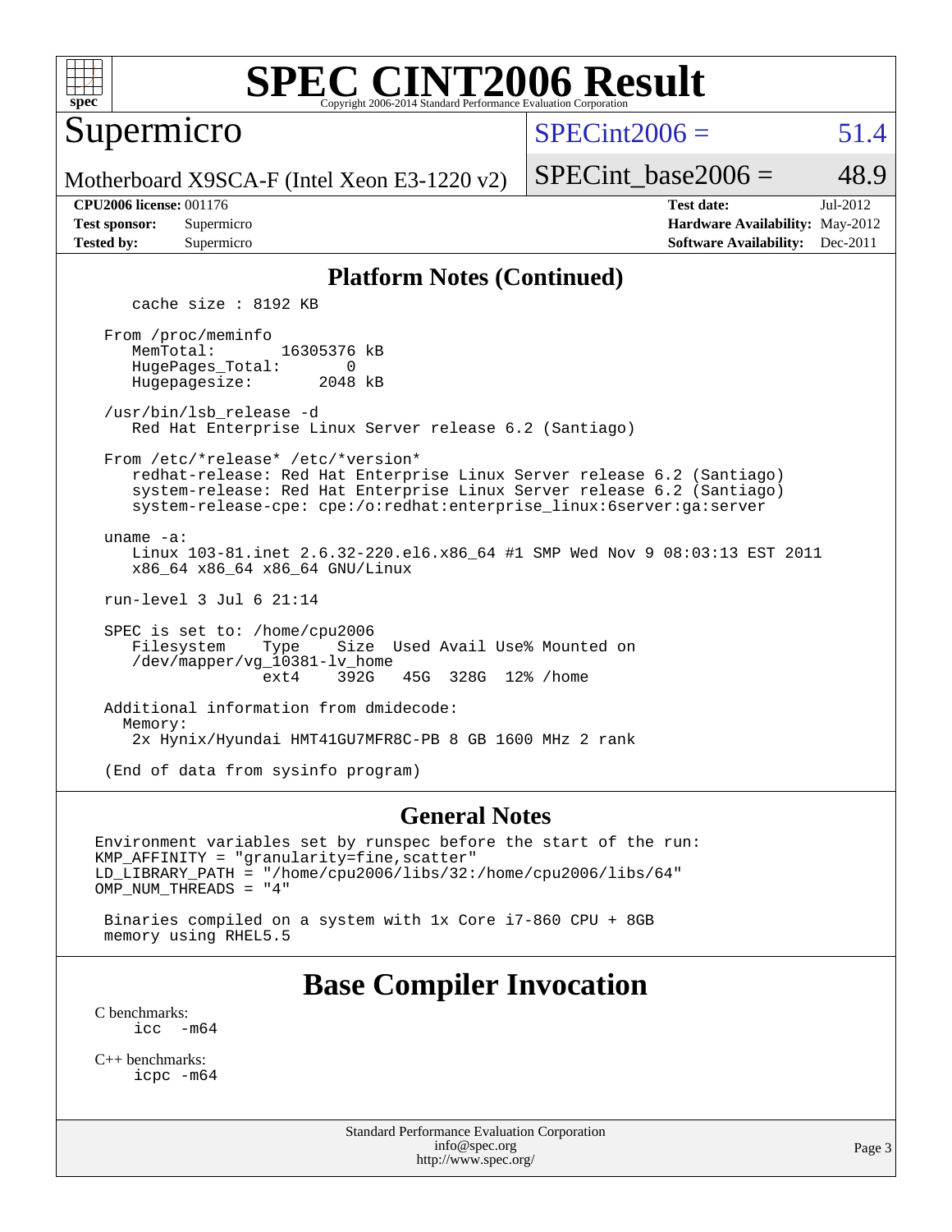# SPEC CINT2006 Result

Copyright 2006-2014 Standard Performance Evaluation Corporation

## Supermicro

Motherboard X9SCA-F (Intel Xeon E3-1220 v2)

SPECint2006 = 51.4

SPECint_base2006 = 48.9

**CPU2006 license:** 001176
**Test sponsor:** Supermicro
**Tested by:** Supermicro

**Test date:** Jul-2012
**Hardware Availability:** May-2012
**Software Availability:** Dec-2011

### Platform Notes (Continued)

```
    cache size : 8192 KB

 From /proc/meminfo
    MemTotal:       16305376 kB
    HugePages_Total:       0
    Hugepagesize:       2048 kB

 /usr/bin/lsb_release -d
    Red Hat Enterprise Linux Server release 6.2 (Santiago)

 From /etc/*release* /etc/*version*
    redhat-release: Red Hat Enterprise Linux Server release 6.2 (Santiago)
    system-release: Red Hat Enterprise Linux Server release 6.2 (Santiago)
    system-release-cpe: cpe:/o:redhat:enterprise_linux:6server:ga:server

 uname -a:
    Linux 103-81.inet 2.6.32-220.el6.x86_64 #1 SMP Wed Nov 9 08:03:13 EST 2011
    x86_64 x86_64 x86_64 GNU/Linux

 run-level 3 Jul 6 21:14

 SPEC is set to: /home/cpu2006
    Filesystem    Type    Size  Used Avail Use% Mounted on
    /dev/mapper/vg_10381-lv_home
                  ext4    392G   45G  328G  12% /home

 Additional information from dmidecode:
   Memory:
    2x Hynix/Hyundai HMT41GU7MFR8C-PB 8 GB 1600 MHz 2 rank

 (End of data from sysinfo program)
```

### General Notes

```
Environment variables set by runspec before the start of the run:
KMP_AFFINITY = "granularity=fine,scatter"
LD_LIBRARY_PATH = "/home/cpu2006/libs/32:/home/cpu2006/libs/64"
OMP_NUM_THREADS = "4"

 Binaries compiled on a system with 1x Core i7-860 CPU + 8GB
 memory using RHEL5.5
```

## Base Compiler Invocation

C benchmarks:
    icc -m64

C++ benchmarks:
    icpc -m64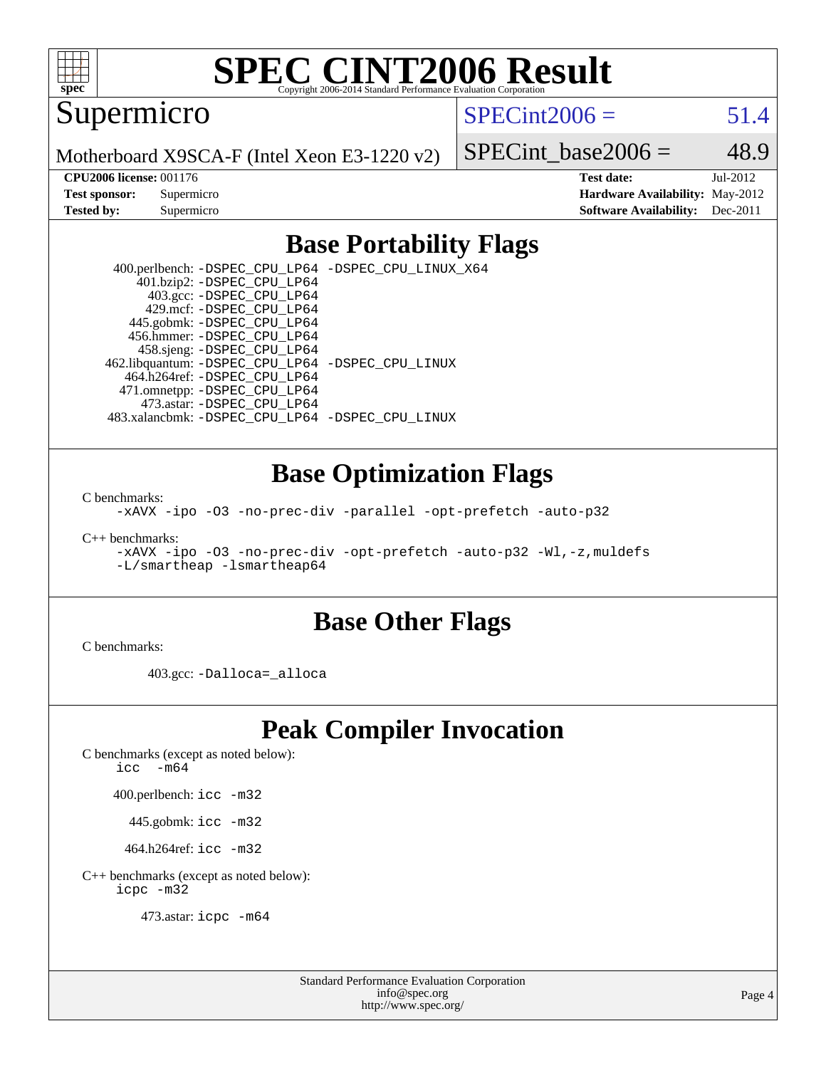# SPEC CINT2006 Result

Copyright 2006-2014 Standard Performance Evaluation Corporation

## Supermicro

Motherboard X9SCA-F (Intel Xeon E3-1220 v2)

SPECint2006 = 51.4

SPECint_base2006 = 48.9

| | | | |
|---|---|---|---|
| **CPU2006 license:** 001176 | | **Test date:** | Jul-2012 |
| **Test sponsor:** | Supermicro | **Hardware Availability:** | May-2012 |
| **Tested by:** | Supermicro | **Software Availability:** | Dec-2011 |

## Base Portability Flags

400.perlbench: -DSPEC_CPU_LP64 -DSPEC_CPU_LINUX_X64
401.bzip2: -DSPEC_CPU_LP64
403.gcc: -DSPEC_CPU_LP64
429.mcf: -DSPEC_CPU_LP64
445.gobmk: -DSPEC_CPU_LP64
456.hmmer: -DSPEC_CPU_LP64
458.sjeng: -DSPEC_CPU_LP64
462.libquantum: -DSPEC_CPU_LP64 -DSPEC_CPU_LINUX
464.h264ref: -DSPEC_CPU_LP64
471.omnetpp: -DSPEC_CPU_LP64
473.astar: -DSPEC_CPU_LP64
483.xalancbmk: -DSPEC_CPU_LP64 -DSPEC_CPU_LINUX

## Base Optimization Flags

C benchmarks:
-xAVX -ipo -O3 -no-prec-div -parallel -opt-prefetch -auto-p32

C++ benchmarks:
-xAVX -ipo -O3 -no-prec-div -opt-prefetch -auto-p32 -Wl,-z,muldefs
-L/smartheap -lsmartheap64

## Base Other Flags

C benchmarks:

403.gcc: -Dalloca=_alloca

## Peak Compiler Invocation

C benchmarks (except as noted below):
icc -m64

400.perlbench: icc -m32

445.gobmk: icc -m32

464.h264ref: icc -m32

C++ benchmarks (except as noted below):
icpc -m32

473.astar: icpc -m64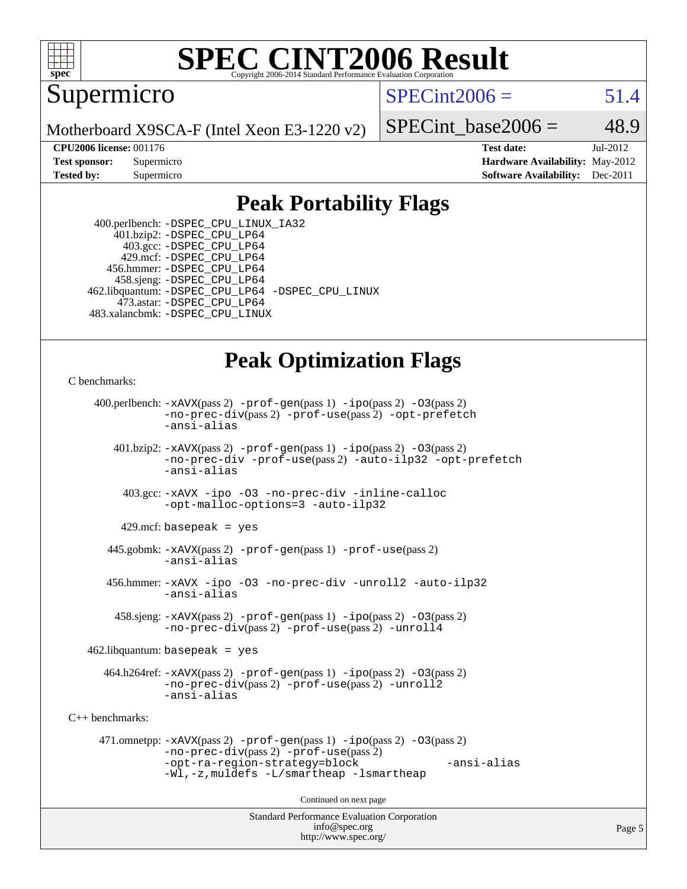# SPEC CINT2006 Result

Copyright 2006-2014 Standard Performance Evaluation Corporation

## Supermicro

Motherboard X9SCA-F (Intel Xeon E3-1220 v2)

SPECint2006 = 51.4

SPECint_base2006 = 48.9

| | | | |
|---|---|---|---|
| **CPU2006 license:** | 001176 | **Test date:** | Jul-2012 |
| **Test sponsor:** | Supermicro | **Hardware Availability:** | May-2012 |
| **Tested by:** | Supermicro | **Software Availability:** | Dec-2011 |

## Peak Portability Flags

400.perlbench: -DSPEC_CPU_LINUX_IA32
401.bzip2: -DSPEC_CPU_LP64
403.gcc: -DSPEC_CPU_LP64
429.mcf: -DSPEC_CPU_LP64
456.hmmer: -DSPEC_CPU_LP64
458.sjeng: -DSPEC_CPU_LP64
462.libquantum: -DSPEC_CPU_LP64 -DSPEC_CPU_LINUX
473.astar: -DSPEC_CPU_LP64
483.xalancbmk: -DSPEC_CPU_LINUX

## Peak Optimization Flags

C benchmarks:

400.perlbench: -xAVX(pass 2) -prof-gen(pass 1) -ipo(pass 2) -O3(pass 2) -no-prec-div(pass 2) -prof-use(pass 2) -opt-prefetch -ansi-alias

401.bzip2: -xAVX(pass 2) -prof-gen(pass 1) -ipo(pass 2) -O3(pass 2) -no-prec-div -prof-use(pass 2) -auto-ilp32 -opt-prefetch -ansi-alias

403.gcc: -xAVX -ipo -O3 -no-prec-div -inline-calloc -opt-malloc-options=3 -auto-ilp32

429.mcf: basepeak = yes

445.gobmk: -xAVX(pass 2) -prof-gen(pass 1) -prof-use(pass 2) -ansi-alias

456.hmmer: -xAVX -ipo -O3 -no-prec-div -unroll2 -auto-ilp32 -ansi-alias

458.sjeng: -xAVX(pass 2) -prof-gen(pass 1) -ipo(pass 2) -O3(pass 2) -no-prec-div(pass 2) -prof-use(pass 2) -unroll4

462.libquantum: basepeak = yes

464.h264ref: -xAVX(pass 2) -prof-gen(pass 1) -ipo(pass 2) -O3(pass 2) -no-prec-div(pass 2) -prof-use(pass 2) -unroll2 -ansi-alias

C++ benchmarks:

471.omnetpp: -xAVX(pass 2) -prof-gen(pass 1) -ipo(pass 2) -O3(pass 2) -no-prec-div(pass 2) -prof-use(pass 2) -opt-ra-region-strategy=block -ansi-alias -Wl,-z,muldefs -L/smartheap -lsmartheap

Continued on next page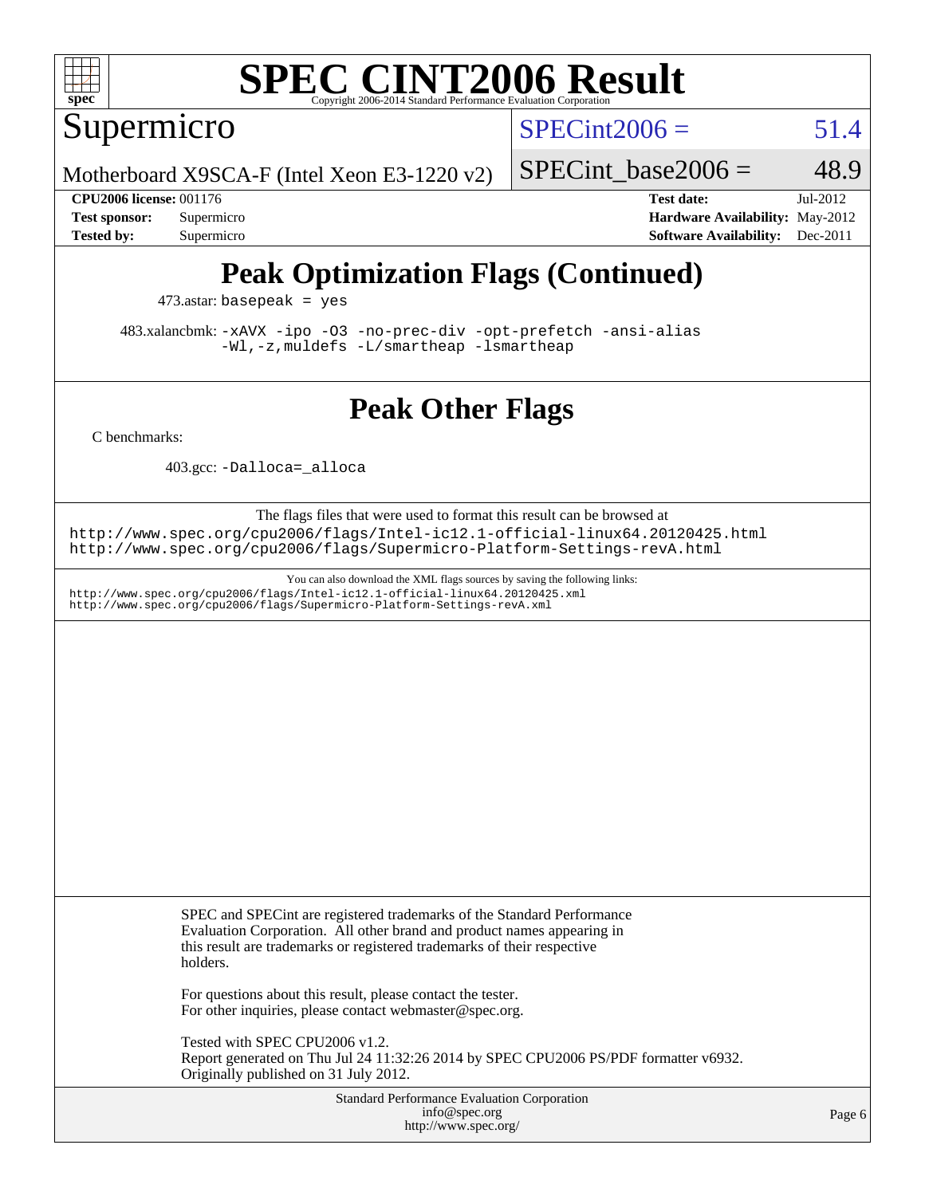# SPEC CINT2006 Result

Copyright 2006-2014 Standard Performance Evaluation Corporation

Supermicro

Motherboard X9SCA-F (Intel Xeon E3-1220 v2)

SPECint2006 = 51.4

SPECint_base2006 = 48.9

**CPU2006 license:** 001176
**Test sponsor:** Supermicro
**Tested by:** Supermicro

**Test date:** Jul-2012
**Hardware Availability:** May-2012
**Software Availability:** Dec-2011

## Peak Optimization Flags (Continued)

473.astar: basepeak = yes

483.xalancbmk: -xAVX -ipo -O3 -no-prec-div -opt-prefetch -ansi-alias -Wl,-z,muldefs -L/smartheap -lsmartheap

## Peak Other Flags

C benchmarks:

403.gcc: -Dalloca=_alloca

The flags files that were used to format this result can be browsed at
http://www.spec.org/cpu2006/flags/Intel-ic12.1-official-linux64.20120425.html
http://www.spec.org/cpu2006/flags/Supermicro-Platform-Settings-revA.html

You can also download the XML flags sources by saving the following links:
http://www.spec.org/cpu2006/flags/Intel-ic12.1-official-linux64.20120425.xml
http://www.spec.org/cpu2006/flags/Supermicro-Platform-Settings-revA.xml

SPEC and SPECint are registered trademarks of the Standard Performance Evaluation Corporation. All other brand and product names appearing in this result are trademarks or registered trademarks of their respective holders.

For questions about this result, please contact the tester.
For other inquiries, please contact webmaster@spec.org.

Tested with SPEC CPU2006 v1.2.
Report generated on Thu Jul 24 11:32:26 2014 by SPEC CPU2006 PS/PDF formatter v6932.
Originally published on 31 July 2012.

Standard Performance Evaluation Corporation
info@spec.org
http://www.spec.org/